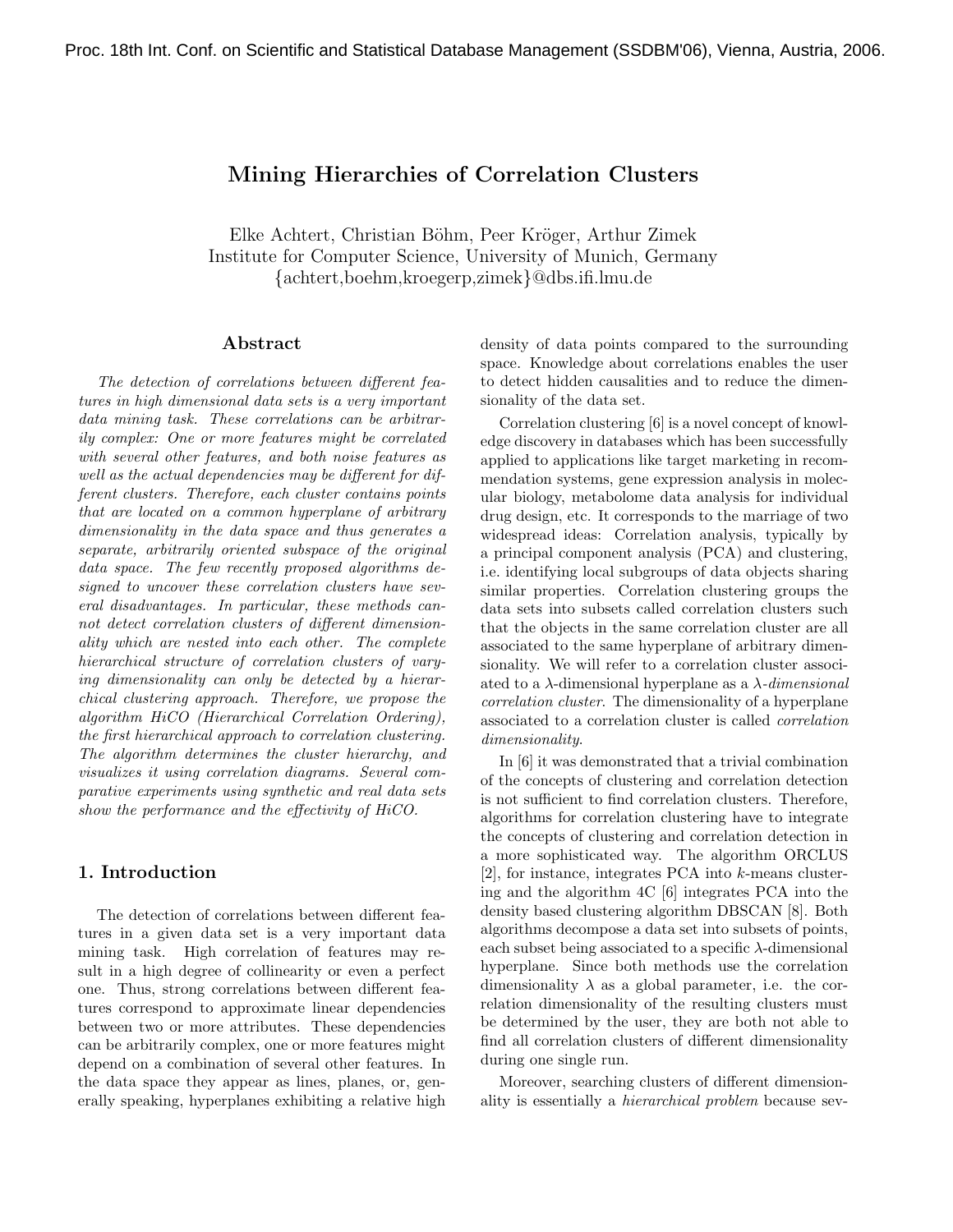Proc. 18th Int. Conf. on Scientific and Statistical Database Management (SSDBM'06), Vienna, Austria, 2006.

# Mining Hierarchies of Correlation Clusters

Elke Achtert, Christian Böhm, Peer Kröger, Arthur Zimek
Institute for Computer Science, University of Munich, Germany
{achtert,boehm,kroegerp,zimek}@dbs.ifi.lmu.de

## Abstract

*The detection of correlations between different features in high dimensional data sets is a very important data mining task. These correlations can be arbitrarily complex: One or more features might be correlated with several other features, and both noise features as well as the actual dependencies may be different for different clusters. Therefore, each cluster contains points that are located on a common hyperplane of arbitrary dimensionality in the data space and thus generates a separate, arbitrarily oriented subspace of the original data space. The few recently proposed algorithms designed to uncover these correlation clusters have several disadvantages. In particular, these methods cannot detect correlation clusters of different dimensionality which are nested into each other. The complete hierarchical structure of correlation clusters of varying dimensionality can only be detected by a hierarchical clustering approach. Therefore, we propose the algorithm HiCO (Hierarchical Correlation Ordering), the first hierarchical approach to correlation clustering. The algorithm determines the cluster hierarchy, and visualizes it using correlation diagrams. Several comparative experiments using synthetic and real data sets show the performance and the effectivity of HiCO.*

## 1. Introduction

The detection of correlations between different features in a given data set is a very important data mining task. High correlation of features may result in a high degree of collinearity or even a perfect one. Thus, strong correlations between different features correspond to approximate linear dependencies between two or more attributes. These dependencies can be arbitrarily complex, one or more features might depend on a combination of several other features. In the data space they appear as lines, planes, or, generally speaking, hyperplanes exhibiting a relative high density of data points compared to the surrounding space. Knowledge about correlations enables the user to detect hidden causalities and to reduce the dimensionality of the data set.

Correlation clustering [6] is a novel concept of knowledge discovery in databases which has been successfully applied to applications like target marketing in recommendation systems, gene expression analysis in molecular biology, metabolome data analysis for individual drug design, etc. It corresponds to the marriage of two widespread ideas: Correlation analysis, typically by a principal component analysis (PCA) and clustering, i.e. identifying local subgroups of data objects sharing similar properties. Correlation clustering groups the data sets into subsets called correlation clusters such that the objects in the same correlation cluster are all associated to the same hyperplane of arbitrary dimensionality. We will refer to a correlation cluster associated to a $\lambda$-dimensional hyperplane as a $\lambda$-*dimensional correlation cluster*. The dimensionality of a hyperplane associated to a correlation cluster is called *correlation dimensionality*.

In [6] it was demonstrated that a trivial combination of the concepts of clustering and correlation detection is not sufficient to find correlation clusters. Therefore, algorithms for correlation clustering have to integrate the concepts of clustering and correlation detection in a more sophisticated way. The algorithm ORCLUS [2], for instance, integrates PCA into $k$-means clustering and the algorithm 4C [6] integrates PCA into the density based clustering algorithm DBSCAN [8]. Both algorithms decompose a data set into subsets of points, each subset being associated to a specific $\lambda$-dimensional hyperplane. Since both methods use the correlation dimensionality $\lambda$ as a global parameter, i.e. the correlation dimensionality of the resulting clusters must be determined by the user, they are both not able to find all correlation clusters of different dimensionality during one single run.

Moreover, searching clusters of different dimensionality is essentially a *hierarchical problem* because sev-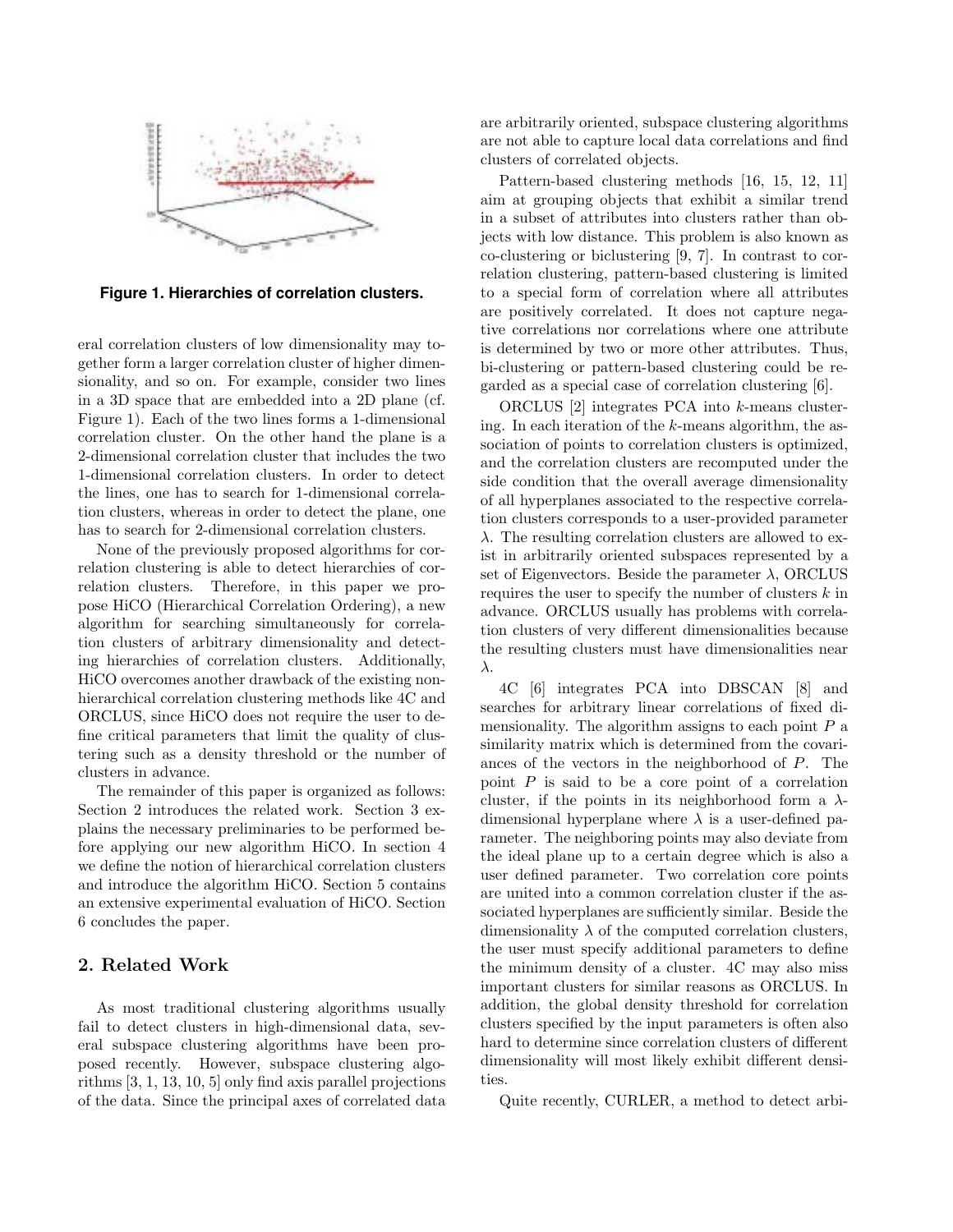**Figure 1. Hierarchies of correlation clusters.**

eral correlation clusters of low dimensionality may together form a larger correlation cluster of higher dimensionality, and so on. For example, consider two lines in a 3D space that are embedded into a 2D plane (cf. Figure 1). Each of the two lines forms a 1-dimensional correlation cluster. On the other hand the plane is a 2-dimensional correlation cluster that includes the two 1-dimensional correlation clusters. In order to detect the lines, one has to search for 1-dimensional correlation clusters, whereas in order to detect the plane, one has to search for 2-dimensional correlation clusters.

None of the previously proposed algorithms for correlation clustering is able to detect hierarchies of correlation clusters. Therefore, in this paper we propose HiCO (Hierarchical Correlation Ordering), a new algorithm for searching simultaneously for correlation clusters of arbitrary dimensionality and detecting hierarchies of correlation clusters. Additionally, HiCO overcomes another drawback of the existing non-hierarchical correlation clustering methods like 4C and ORCLUS, since HiCO does not require the user to define critical parameters that limit the quality of clustering such as a density threshold or the number of clusters in advance.

The remainder of this paper is organized as follows: Section 2 introduces the related work. Section 3 explains the necessary preliminaries to be performed before applying our new algorithm HiCO. In section 4 we define the notion of hierarchical correlation clusters and introduce the algorithm HiCO. Section 5 contains an extensive experimental evaluation of HiCO. Section 6 concludes the paper.

## 2. Related Work

As most traditional clustering algorithms usually fail to detect clusters in high-dimensional data, several subspace clustering algorithms have been proposed recently. However, subspace clustering algorithms [3, 1, 13, 10, 5] only find axis parallel projections of the data. Since the principal axes of correlated data are arbitrarily oriented, subspace clustering algorithms are not able to capture local data correlations and find clusters of correlated objects.

Pattern-based clustering methods [16, 15, 12, 11] aim at grouping objects that exhibit a similar trend in a subset of attributes into clusters rather than objects with low distance. This problem is also known as co-clustering or biclustering [9, 7]. In contrast to correlation clustering, pattern-based clustering is limited to a special form of correlation where all attributes are positively correlated. It does not capture negative correlations nor correlations where one attribute is determined by two or more other attributes. Thus, bi-clustering or pattern-based clustering could be regarded as a special case of correlation clustering [6].

ORCLUS [2] integrates PCA into $k$-means clustering. In each iteration of the $k$-means algorithm, the association of points to correlation clusters is optimized, and the correlation clusters are recomputed under the side condition that the overall average dimensionality of all hyperplanes associated to the respective correlation clusters corresponds to a user-provided parameter $\lambda$. The resulting correlation clusters are allowed to exist in arbitrarily oriented subspaces represented by a set of Eigenvectors. Beside the parameter $\lambda$, ORCLUS requires the user to specify the number of clusters $k$ in advance. ORCLUS usually has problems with correlation clusters of very different dimensionalities because the resulting clusters must have dimensionalities near $\lambda$.

4C [6] integrates PCA into DBSCAN [8] and searches for arbitrary linear correlations of fixed dimensionality. The algorithm assigns to each point $P$ a similarity matrix which is determined from the covariances of the vectors in the neighborhood of $P$. The point $P$ is said to be a core point of a correlation cluster, if the points in its neighborhood form a $\lambda$-dimensional hyperplane where $\lambda$ is a user-defined parameter. The neighboring points may also deviate from the ideal plane up to a certain degree which is also a user defined parameter. Two correlation core points are united into a common correlation cluster if the associated hyperplanes are sufficiently similar. Beside the dimensionality $\lambda$ of the computed correlation clusters, the user must specify additional parameters to define the minimum density of a cluster. 4C may also miss important clusters for similar reasons as ORCLUS. In addition, the global density threshold for correlation clusters specified by the input parameters is often also hard to determine since correlation clusters of different dimensionality will most likely exhibit different densities.

Quite recently, CURLER, a method to detect arbi-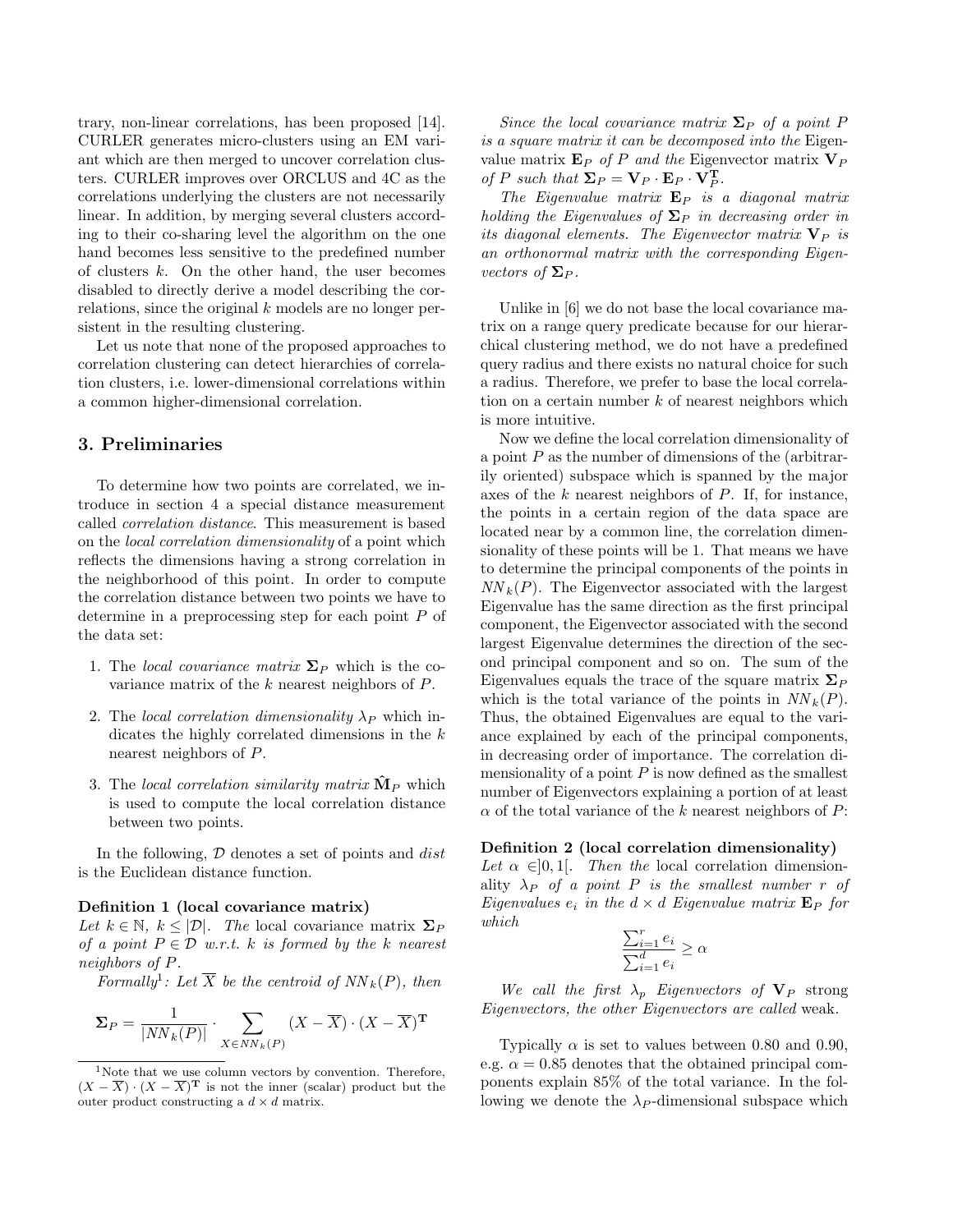trary, non-linear correlations, has been proposed [14]. CURLER generates micro-clusters using an EM variant which are then merged to uncover correlation clusters. CURLER improves over ORCLUS and 4C as the correlations underlying the clusters are not necessarily linear. In addition, by merging several clusters according to their co-sharing level the algorithm on the one hand becomes less sensitive to the predefined number of clusters $k$. On the other hand, the user becomes disabled to directly derive a model describing the correlations, since the original $k$ models are no longer persistent in the resulting clustering.

Let us note that none of the proposed approaches to correlation clustering can detect hierarchies of correlation clusters, i.e. lower-dimensional correlations within a common higher-dimensional correlation.

## 3. Preliminaries

To determine how two points are correlated, we introduce in section 4 a special distance measurement called *correlation distance*. This measurement is based on the *local correlation dimensionality* of a point which reflects the dimensions having a strong correlation in the neighborhood of this point. In order to compute the correlation distance between two points we have to determine in a preprocessing step for each point $P$ of the data set:

1. The *local covariance matrix* $\mathbf{\Sigma}_P$ which is the covariance matrix of the $k$ nearest neighbors of $P$.
2. The *local correlation dimensionality* $\lambda_P$ which indicates the highly correlated dimensions in the $k$ nearest neighbors of $P$.
3. The *local correlation similarity matrix* $\hat{\mathbf{M}}_P$ which is used to compute the local correlation distance between two points.

In the following, $\mathcal{D}$ denotes a set of points and *dist* is the Euclidean distance function.

**Definition 1 (local covariance matrix)**
*Let $k \in \mathbb{N}$, $k \leq |\mathcal{D}|$. The* local covariance matrix *$\mathbf{\Sigma}_P$ of a point $P \in \mathcal{D}$ w.r.t. $k$ is formed by the $k$ nearest neighbors of $P$.*

*Formally*[1]*: Let $\overline{X}$ be the centroid of $NN_k(P)$, then*

$$\mathbf{\Sigma}_P = \frac{1}{|NN_k(P)|} \cdot \sum_{X \in NN_k(P)} (X - \overline{X}) \cdot (X - \overline{X})^{\mathbf{T}}$$

*Since the local covariance matrix $\mathbf{\Sigma}_P$ of a point $P$ is a square matrix it can be decomposed into the* Eigenvalue matrix *$\mathbf{E}_P$ of $P$ and the* Eigenvector matrix *$\mathbf{V}_P$ of $P$ such that $\mathbf{\Sigma}_P = \mathbf{V}_P \cdot \mathbf{E}_P \cdot \mathbf{V}_P^{\mathbf{T}}$.*

*The Eigenvalue matrix $\mathbf{E}_P$ is a diagonal matrix holding the Eigenvalues of $\mathbf{\Sigma}_P$ in decreasing order in its diagonal elements. The Eigenvector matrix $\mathbf{V}_P$ is an orthonormal matrix with the corresponding Eigenvectors of $\mathbf{\Sigma}_P$.*

Unlike in [6] we do not base the local covariance matrix on a range query predicate because for our hierarchical clustering method, we do not have a predefined query radius and there exists no natural choice for such a radius. Therefore, we prefer to base the local correlation on a certain number $k$ of nearest neighbors which is more intuitive.

Now we define the local correlation dimensionality of a point $P$ as the number of dimensions of the (arbitrarily oriented) subspace which is spanned by the major axes of the $k$ nearest neighbors of $P$. If, for instance, the points in a certain region of the data space are located near by a common line, the correlation dimensionality of these points will be 1. That means we have to determine the principal components of the points in $NN_k(P)$. The Eigenvector associated with the largest Eigenvalue has the same direction as the first principal component, the Eigenvector associated with the second largest Eigenvalue determines the direction of the second principal component and so on. The sum of the Eigenvalues equals the trace of the square matrix $\mathbf{\Sigma}_P$ which is the total variance of the points in $NN_k(P)$. Thus, the obtained Eigenvalues are equal to the variance explained by each of the principal components, in decreasing order of importance. The correlation dimensionality of a point $P$ is now defined as the smallest number of Eigenvectors explaining a portion of at least $\alpha$ of the total variance of the $k$ nearest neighbors of $P$:

**Definition 2 (local correlation dimensionality)**
*Let $\alpha \in ]0, 1[$. Then the* local correlation dimensionality *$\lambda_P$ of a point $P$ is the smallest number $r$ of Eigenvalues $e_i$ in the $d \times d$ Eigenvalue matrix $\mathbf{E}_P$ for which*

$$\frac{\sum_{i=1}^{r} e_i}{\sum_{i=1}^{d} e_i} \geq \alpha$$

*We call the first $\lambda_p$ Eigenvectors of $\mathbf{V}_P$* strong *Eigenvectors, the other Eigenvectors are called* weak.

Typically $\alpha$ is set to values between 0.80 and 0.90, e.g. $\alpha = 0.85$ denotes that the obtained principal components explain 85% of the total variance. In the following we denote the $\lambda_P$-dimensional subspace which

[1] Note that we use column vectors by convention. Therefore, $(X - \overline{X}) \cdot (X - \overline{X})^{\mathbf{T}}$ is not the inner (scalar) product but the outer product constructing a $d \times d$ matrix.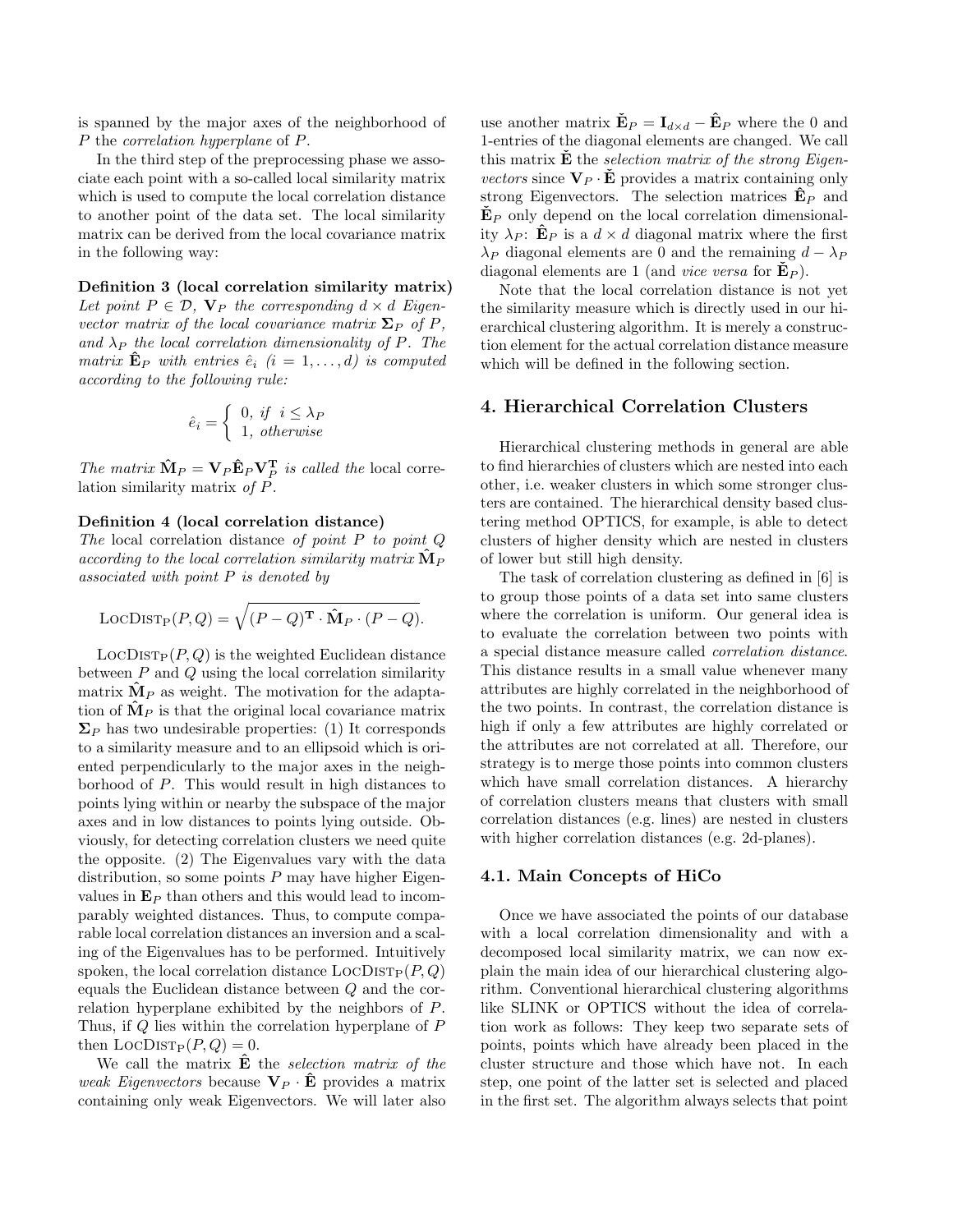is spanned by the major axes of the neighborhood of $P$ the *correlation hyperplane* of $P$.

In the third step of the preprocessing phase we associate each point with a so-called local similarity matrix which is used to compute the local correlation distance to another point of the data set. The local similarity matrix can be derived from the local covariance matrix in the following way:

**Definition 3 (local correlation similarity matrix)** *Let point $P \in \mathcal{D}$, $\mathbf{V}_P$ the corresponding $d \times d$ Eigenvector matrix of the local covariance matrix $\mathbf{\Sigma}_P$ of $P$, and $\lambda_P$ the local correlation dimensionality of $P$. The matrix $\hat{\mathbf{E}}_P$ with entries $\hat{e}_i$ ($i = 1, \ldots, d$) is computed according to the following rule:*

$$\hat{e}_i = \begin{cases} 0, \text{ if } i \leq \lambda_P \\ 1, \text{ otherwise} \end{cases}$$

*The matrix $\hat{\mathbf{M}}_P = \mathbf{V}_P \hat{\mathbf{E}}_P \mathbf{V}_P^{\mathbf{T}}$ is called the* local correlation similarity matrix *of $P$.*

**Definition 4 (local correlation distance)** *The* local correlation distance *of point $P$ to point $Q$ according to the local correlation similarity matrix $\hat{\mathbf{M}}_P$ associated with point $P$ is denoted by*

$$\text{LocDist}_{\text{P}}(P, Q) = \sqrt{(P - Q)^{\mathbf{T}} \cdot \hat{\mathbf{M}}_P \cdot (P - Q)}.$$

$\text{LocDist}_{\text{P}}(P, Q)$ is the weighted Euclidean distance between $P$ and $Q$ using the local correlation similarity matrix $\hat{\mathbf{M}}_P$ as weight. The motivation for the adaptation of $\hat{\mathbf{M}}_P$ is that the original local covariance matrix $\mathbf{\Sigma}_P$ has two undesirable properties: (1) It corresponds to a similarity measure and to an ellipsoid which is oriented perpendicularly to the major axes in the neighborhood of $P$. This would result in high distances to points lying within or nearby the subspace of the major axes and in low distances to points lying outside. Obviously, for detecting correlation clusters we need quite the opposite. (2) The Eigenvalues vary with the data distribution, so some points $P$ may have higher Eigenvalues in $\mathbf{E}_P$ than others and this would lead to incomparably weighted distances. Thus, to compute comparable local correlation distances an inversion and a scaling of the Eigenvalues has to be performed. Intuitively spoken, the local correlation distance $\text{LocDist}_{\text{P}}(P, Q)$ equals the Euclidean distance between $Q$ and the correlation hyperplane exhibited by the neighbors of $P$. Thus, if $Q$ lies within the correlation hyperplane of $P$ then $\text{LocDist}_{\text{P}}(P, Q) = 0$.

We call the matrix $\hat{\mathbf{E}}$ the *selection matrix of the weak Eigenvectors* because $\mathbf{V}_P \cdot \hat{\mathbf{E}}$ provides a matrix containing only weak Eigenvectors. We will later also use another matrix $\check{\mathbf{E}}_P = \mathbf{I}_{d \times d} - \hat{\mathbf{E}}_P$ where the 0 and 1-entries of the diagonal elements are changed. We call this matrix $\check{\mathbf{E}}$ the *selection matrix of the strong Eigenvectors* since $\mathbf{V}_P \cdot \check{\mathbf{E}}$ provides a matrix containing only strong Eigenvectors. The selection matrices $\hat{\mathbf{E}}_P$ and $\check{\mathbf{E}}_P$ only depend on the local correlation dimensionality $\lambda_P$: $\hat{\mathbf{E}}_P$ is a $d \times d$ diagonal matrix where the first $\lambda_P$ diagonal elements are 0 and the remaining $d - \lambda_P$ diagonal elements are 1 (and *vice versa* for $\check{\mathbf{E}}_P$).

Note that the local correlation distance is not yet the similarity measure which is directly used in our hierarchical clustering algorithm. It is merely a construction element for the actual correlation distance measure which will be defined in the following section.

## 4. Hierarchical Correlation Clusters

Hierarchical clustering methods in general are able to find hierarchies of clusters which are nested into each other, i.e. weaker clusters in which some stronger clusters are contained. The hierarchical density based clustering method OPTICS, for example, is able to detect clusters of higher density which are nested in clusters of lower but still high density.

The task of correlation clustering as defined in [6] is to group those points of a data set into same clusters where the correlation is uniform. Our general idea is to evaluate the correlation between two points with a special distance measure called *correlation distance*. This distance results in a small value whenever many attributes are highly correlated in the neighborhood of the two points. In contrast, the correlation distance is high if only a few attributes are highly correlated or the attributes are not correlated at all. Therefore, our strategy is to merge those points into common clusters which have small correlation distances. A hierarchy of correlation clusters means that clusters with small correlation distances (e.g. lines) are nested in clusters with higher correlation distances (e.g. 2d-planes).

### 4.1. Main Concepts of HiCo

Once we have associated the points of our database with a local correlation dimensionality and with a decomposed local similarity matrix, we can now explain the main idea of our hierarchical clustering algorithm. Conventional hierarchical clustering algorithms like SLINK or OPTICS without the idea of correlation work as follows: They keep two separate sets of points, points which have already been placed in the cluster structure and those which have not. In each step, one point of the latter set is selected and placed in the first set. The algorithm always selects that point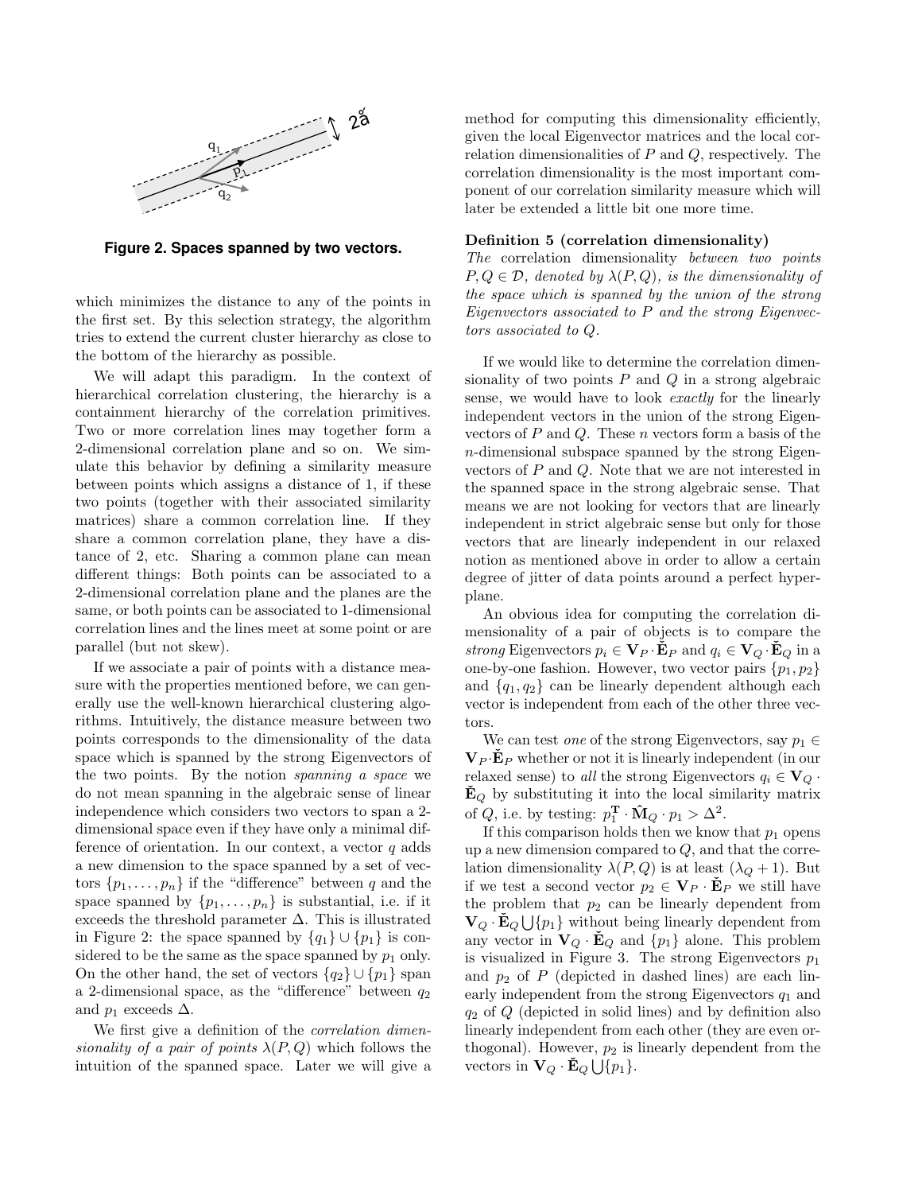Figure 2. Spaces spanned by two vectors.

which minimizes the distance to any of the points in the first set. By this selection strategy, the algorithm tries to extend the current cluster hierarchy as close to the bottom of the hierarchy as possible.

We will adapt this paradigm. In the context of hierarchical correlation clustering, the hierarchy is a containment hierarchy of the correlation primitives. Two or more correlation lines may together form a 2-dimensional correlation plane and so on. We simulate this behavior by defining a similarity measure between points which assigns a distance of 1, if these two points (together with their associated similarity matrices) share a common correlation line. If they share a common correlation plane, they have a distance of 2, etc. Sharing a common plane can mean different things: Both points can be associated to a 2-dimensional correlation plane and the planes are the same, or both points can be associated to 1-dimensional correlation lines and the lines meet at some point or are parallel (but not skew).

If we associate a pair of points with a distance measure with the properties mentioned before, we can generally use the well-known hierarchical clustering algorithms. Intuitively, the distance measure between two points corresponds to the dimensionality of the data space which is spanned by the strong Eigenvectors of the two points. By the notion *spanning a space* we do not mean spanning in the algebraic sense of linear independence which considers two vectors to span a 2-dimensional space even if they have only a minimal difference of orientation. In our context, a vector $q$ adds a new dimension to the space spanned by a set of vectors $\{p_1, \ldots, p_n\}$ if the "difference" between $q$ and the space spanned by $\{p_1, \ldots, p_n\}$ is substantial, i.e. if it exceeds the threshold parameter $\Delta$. This is illustrated in Figure 2: the space spanned by $\{q_1\} \cup \{p_1\}$ is considered to be the same as the space spanned by $p_1$ only. On the other hand, the set of vectors $\{q_2\} \cup \{p_1\}$ span a 2-dimensional space, as the "difference" between $q_2$ and $p_1$ exceeds $\Delta$.

We first give a definition of the *correlation dimensionality of a pair of points* $\lambda(P, Q)$ which follows the intuition of the spanned space. Later we will give a method for computing this dimensionality efficiently, given the local Eigenvector matrices and the local correlation dimensionalities of $P$ and $Q$, respectively. The correlation dimensionality is the most important component of our correlation similarity measure which will later be extended a little bit one more time.

**Definition 5 (correlation dimensionality)** *The* correlation dimensionality *between two points $P, Q \in \mathcal{D}$, denoted by $\lambda(P, Q)$, is the dimensionality of the space which is spanned by the union of the strong Eigenvectors associated to $P$ and the strong Eigenvectors associated to $Q$.*

If we would like to determine the correlation dimensionality of two points $P$ and $Q$ in a strong algebraic sense, we would have to look *exactly* for the linearly independent vectors in the union of the strong Eigenvectors of $P$ and $Q$. These $n$ vectors form a basis of the $n$-dimensional subspace spanned by the strong Eigenvectors of $P$ and $Q$. Note that we are not interested in the spanned space in the strong algebraic sense. That means we are not looking for vectors that are linearly independent in strict algebraic sense but only for those vectors that are linearly independent in our relaxed notion as mentioned above in order to allow a certain degree of jitter of data points around a perfect hyperplane.

An obvious idea for computing the correlation dimensionality of a pair of objects is to compare the *strong* Eigenvectors $p_i \in \mathbf{V}_P \cdot \check{\mathbf{E}}_P$ and $q_i \in \mathbf{V}_Q \cdot \check{\mathbf{E}}_Q$ in a one-by-one fashion. However, two vector pairs $\{p_1, p_2\}$ and $\{q_1, q_2\}$ can be linearly dependent although each vector is independent from each of the other three vectors.

We can test *one* of the strong Eigenvectors, say $p_1 \in \mathbf{V}_P \cdot \check{\mathbf{E}}_P$ whether or not it is linearly independent (in our relaxed sense) to *all* the strong Eigenvectors $q_i \in \mathbf{V}_Q \cdot \check{\mathbf{E}}_Q$ by substituting it into the local similarity matrix of $Q$, i.e. by testing: $p_1^{\mathbf{T}} \cdot \hat{\mathbf{M}}_Q \cdot p_1 > \Delta^2$.

If this comparison holds then we know that $p_1$ opens up a new dimension compared to $Q$, and that the correlation dimensionality $\lambda(P, Q)$ is at least $(\lambda_Q + 1)$. But if we test a second vector $p_2 \in \mathbf{V}_P \cdot \check{\mathbf{E}}_P$ we still have the problem that $p_2$ can be linearly dependent from $\mathbf{V}_Q \cdot \check{\mathbf{E}}_Q \bigcup \{p_1\}$ without being linearly dependent from any vector in $\mathbf{V}_Q \cdot \check{\mathbf{E}}_Q$ and $\{p_1\}$ alone. This problem is visualized in Figure 3. The strong Eigenvectors $p_1$ and $p_2$ of $P$ (depicted in dashed lines) are each linearly independent from the strong Eigenvectors $q_1$ and $q_2$ of $Q$ (depicted in solid lines) and by definition also linearly independent from each other (they are even orthogonal). However, $p_2$ is linearly dependent from the vectors in $\mathbf{V}_Q \cdot \check{\mathbf{E}}_Q \bigcup \{p_1\}$.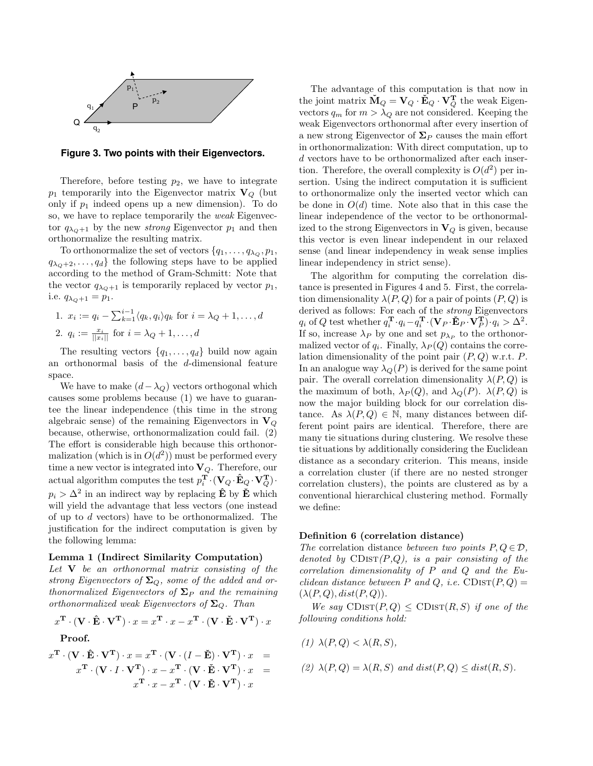**Figure 3. Two points with their Eigenvectors.**

Therefore, before testing $p_2$, we have to integrate $p_1$ temporarily into the Eigenvector matrix $\mathbf{V}_Q$ (but only if $p_1$ indeed opens up a new dimension). To do so, we have to replace temporarily the *weak* Eigenvector $q_{\lambda_Q+1}$ by the new *strong* Eigenvector $p_1$ and then orthonormalize the resulting matrix.

To orthonormalize the set of vectors $\{q_1, \ldots, q_{\lambda_Q}, p_1, q_{\lambda_Q+2}, \ldots, q_d\}$ the following steps have to be applied according to the method of Gram-Schmitt: Note that the vector $q_{\lambda_Q+1}$ is temporarily replaced by vector $p_1$, i.e. $q_{\lambda_Q+1} = p_1$.

1. $x_i := q_i - \sum_{k=1}^{i-1} \langle q_k, q_i \rangle q_k$ for $i = \lambda_Q + 1, \ldots, d$
2. $q_i := \frac{x_i}{||x_i||}$ for $i = \lambda_Q + 1, \ldots, d$

The resulting vectors $\{q_1, \ldots, q_d\}$ build now again an orthonormal basis of the $d$-dimensional feature space.

We have to make $(d - \lambda_Q)$ vectors orthogonal which causes some problems because (1) we have to guarantee the linear independence (this time in the strong algebraic sense) of the remaining Eigenvectors in $\mathbf{V}_Q$ because, otherwise, orthonormalization could fail. (2) The effort is considerable high because this orthonormalization (which is in $O(d^2)$) must be performed every time a new vector is integrated into $\mathbf{V}_Q$. Therefore, our actual algorithm computes the test $p_i^{\mathbf{T}} \cdot (\mathbf{V}_Q \cdot \hat{\mathbf{E}}_Q \cdot \mathbf{V}_Q^{\mathbf{T}}) \cdot p_i > \Delta^2$ in an indirect way by replacing $\hat{\mathbf{E}}$ by $\check{\mathbf{E}}$ which will yield the advantage that less vectors (one instead of up to $d$ vectors) have to be orthonormalized. The justification for the indirect computation is given by the following lemma:

**Lemma 1 (Indirect Similarity Computation)**
*Let* $\mathbf{V}$ *be an orthonormal matrix consisting of the strong Eigenvectors of* $\mathbf{\Sigma}_Q$*, some of the added and orthonormalized Eigenvectors of* $\mathbf{\Sigma}_P$ *and the remaining orthonormalized weak Eigenvectors of* $\mathbf{\Sigma}_Q$*. Than*

$$x^{\mathbf{T}} \cdot (\mathbf{V} \cdot \hat{\mathbf{E}} \cdot \mathbf{V}^{\mathbf{T}}) \cdot x = x^{\mathbf{T}} \cdot x - x^{\mathbf{T}} \cdot (\mathbf{V} \cdot \check{\mathbf{E}} \cdot \mathbf{V}^{\mathbf{T}}) \cdot x$$

**Proof.**

$$\begin{aligned} x^{\mathbf{T}} \cdot (\mathbf{V} \cdot \hat{\mathbf{E}} \cdot \mathbf{V}^{\mathbf{T}}) \cdot x = x^{\mathbf{T}} \cdot (\mathbf{V} \cdot (I - \check{\mathbf{E}}) \cdot \mathbf{V}^{\mathbf{T}}) \cdot x &= \\ x^{\mathbf{T}} \cdot (\mathbf{V} \cdot I \cdot \mathbf{V}^{\mathbf{T}}) \cdot x - x^{\mathbf{T}} \cdot (\mathbf{V} \cdot \check{\mathbf{E}} \cdot \mathbf{V}^{\mathbf{T}}) \cdot x &= \\ x^{\mathbf{T}} \cdot x - x^{\mathbf{T}} \cdot (\mathbf{V} \cdot \check{\mathbf{E}} \cdot \mathbf{V}^{\mathbf{T}}) \cdot x & \end{aligned}$$

The advantage of this computation is that now in the joint matrix $\check{\mathbf{M}}_Q = \mathbf{V}_Q \cdot \check{\mathbf{E}}_Q \cdot \mathbf{V}_Q^{\mathbf{T}}$ the weak Eigenvectors $q_m$ for $m > \lambda_Q$ are not considered. Keeping the weak Eigenvectors orthonormal after every insertion of a new strong Eigenvector of $\mathbf{\Sigma}_P$ causes the main effort in orthonormalization: With direct computation, up to $d$ vectors have to be orthonormalized after each insertion. Therefore, the overall complexity is $O(d^2)$ per insertion. Using the indirect computation it is sufficient to orthonormalize only the inserted vector which can be done in $O(d)$ time. Note also that in this case the linear independence of the vector to be orthonormalized to the strong Eigenvectors in $\mathbf{V}_Q$ is given, because this vector is even linear independent in our relaxed sense (and linear independency in weak sense implies linear independency in strict sense).

The algorithm for computing the correlation distance is presented in Figures 4 and 5. First, the correlation dimensionality $\lambda(P, Q)$ for a pair of points $(P, Q)$ is derived as follows: For each of the *strong* Eigenvectors $q_i$ of $Q$ test whether $q_i^{\mathbf{T}} \cdot q_i - q_i^{\mathbf{T}} \cdot (\mathbf{V}_P \cdot \check{\mathbf{E}}_P \cdot \mathbf{V}_P^{\mathbf{T}}) \cdot q_i > \Delta^2$. If so, increase $\lambda_P$ by one and set $p_{\lambda_P}$ to the orthonormalized vector of $q_i$. Finally, $\lambda_P(Q)$ contains the correlation dimensionality of the point pair $(P, Q)$ w.r.t. $P$. In an analogue way $\lambda_Q(P)$ is derived for the same point pair. The overall correlation dimensionality $\lambda(P, Q)$ is the maximum of both, $\lambda_P(Q)$, and $\lambda_Q(P)$. $\lambda(P, Q)$ is now the major building block for our correlation distance. As $\lambda(P, Q) \in \mathbb{N}$, many distances between different point pairs are identical. Therefore, there are many tie situations during clustering. We resolve these tie situations by additionally considering the Euclidean distance as a secondary criterion. This means, inside a correlation cluster (if there are no nested stronger correlation clusters), the points are clustered as by a conventional hierarchical clustering method. Formally we define:

**Definition 6 (correlation distance)**
*The* correlation distance *between two points* $P, Q \in \mathcal{D}$*, denoted by* $\textsc{CDist}(P,Q)$*, is a pair consisting of the correlation dimensionality of* $P$ *and* $Q$ *and the Euclidean distance between* $P$ *and* $Q$*, i.e.* $\textsc{CDist}(P, Q) = (\lambda(P, Q), dist(P, Q))$.

*We say* $\textsc{CDist}(P, Q) \le \textsc{CDist}(R, S)$ *if one of the following conditions hold:*

*(1)* $\lambda(P, Q) < \lambda(R, S)$,

*(2)* $\lambda(P, Q) = \lambda(R, S)$ *and* $dist(P, Q) \le dist(R, S)$.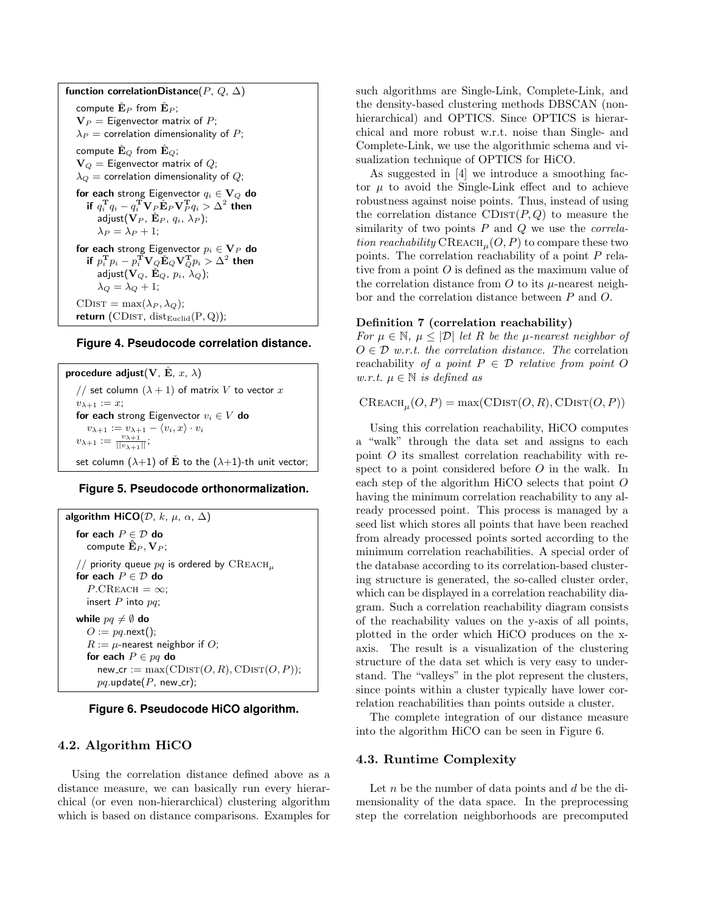```
function correlationDistance(P, Q, Δ)
  compute Ě_P from Ê_P;
  V_P = Eigenvector matrix of P;
  λ_P = correlation dimensionality of P;
  compute Ě_Q from Ê_Q;
  V_Q = Eigenvector matrix of Q;
  λ_Q = correlation dimensionality of Q;
  for each strong Eigenvector q_i ∈ V_Q do
    if q_i^T q_i − q_i^T V_P Ě_P V_P^T q_i > Δ^2 then
      adjust(V_P, Ě_P, q_i, λ_P);
      λ_P = λ_P + 1;
  for each strong Eigenvector p_i ∈ V_P do
    if p_i^T p_i − p_i^T V_Q Ě_Q V_Q^T p_i > Δ^2 then
      adjust(V_Q, Ě_Q, p_i, λ_Q);
      λ_Q = λ_Q + 1;
  CDist = max(λ_P, λ_Q);
  return (CDist, dist_Euclid(P, Q));
```

**Figure 4. Pseudocode correlation distance.**

```
procedure adjust(V, Ě, x, λ)
  // set column (λ + 1) of matrix V to vector x
  v_{λ+1} := x;
  for each strong Eigenvector v_i ∈ V do
    v_{λ+1} := v_{λ+1} − ⟨v_i, x⟩ · v_i
  v_{λ+1} := v_{λ+1} / ||v_{λ+1}||;
  set column (λ+1) of Ě to the (λ+1)-th unit vector;
```

**Figure 5. Pseudocode orthonormalization.**

```
algorithm HiCO(D, k, μ, α, Δ)
  for each P ∈ D do
    compute Ê_P, V_P;
  // priority queue pq is ordered by CReach_μ
  for each P ∈ D do
    P.CReach = ∞;
    insert P into pq;
  while pq ≠ ∅ do
    O := pq.next();
    R := μ-nearest neighbor if O;
    for each P ∈ pq do
      new_cr := max(CDist(O, R), CDist(O, P));
      pq.update(P, new_cr);
```

**Figure 6. Pseudocode HiCO algorithm.**

### 4.2. Algorithm HiCO

Using the correlation distance defined above as a distance measure, we can basically run every hierarchical (or even non-hierarchical) clustering algorithm which is based on distance comparisons. Examples for such algorithms are Single-Link, Complete-Link, and the density-based clustering methods DBSCAN (non-hierarchical) and OPTICS. Since OPTICS is hierarchical and more robust w.r.t. noise than Single- and Complete-Link, we use the algorithmic schema and visualization technique of OPTICS for HiCO.

As suggested in [4] we introduce a smoothing factor $\mu$ to avoid the Single-Link effect and to achieve robustness against noise points. Thus, instead of using the correlation distance $\textsc{CDist}(P, Q)$ to measure the similarity of two points $P$ and $Q$ we use the *correlation reachability* $\textsc{CReach}_\mu(O, P)$ to compare these two points. The correlation reachability of a point $P$ relative from a point $O$ is defined as the maximum value of the correlation distance from $O$ to its $\mu$-nearest neighbor and the correlation distance between $P$ and $O$.

**Definition 7 (correlation reachability)**
*For $\mu \in \mathbb{N}$, $\mu \leq |\mathcal{D}|$ let $R$ be the $\mu$-nearest neighbor of $O \in \mathcal{D}$ w.r.t. the correlation distance. The* correlation reachability *of a point $P \in \mathcal{D}$ relative from point $O$ w.r.t. $\mu \in \mathbb{N}$ is defined as*

$$\textsc{CReach}_\mu(O, P) = \max(\textsc{CDist}(O, R), \textsc{CDist}(O, P))$$

Using this correlation reachability, HiCO computes a "walk" through the data set and assigns to each point $O$ its smallest correlation reachability with respect to a point considered before $O$ in the walk. In each step of the algorithm HiCO selects that point $O$ having the minimum correlation reachability to any already processed point. This process is managed by a seed list which stores all points that have been reached from already processed points sorted according to the minimum correlation reachabilities. A special order of the database according to its correlation-based clustering structure is generated, the so-called cluster order, which can be displayed in a correlation reachability diagram. Such a correlation reachability diagram consists of the reachability values on the y-axis of all points, plotted in the order which HiCO produces on the x-axis. The result is a visualization of the clustering structure of the data set which is very easy to understand. The "valleys" in the plot represent the clusters, since points within a cluster typically have lower correlation reachabilities than points outside a cluster.

The complete integration of our distance measure into the algorithm HiCO can be seen in Figure 6.

### 4.3. Runtime Complexity

Let $n$ be the number of data points and $d$ be the dimensionality of the data space. In the preprocessing step the correlation neighborhoods are precomputed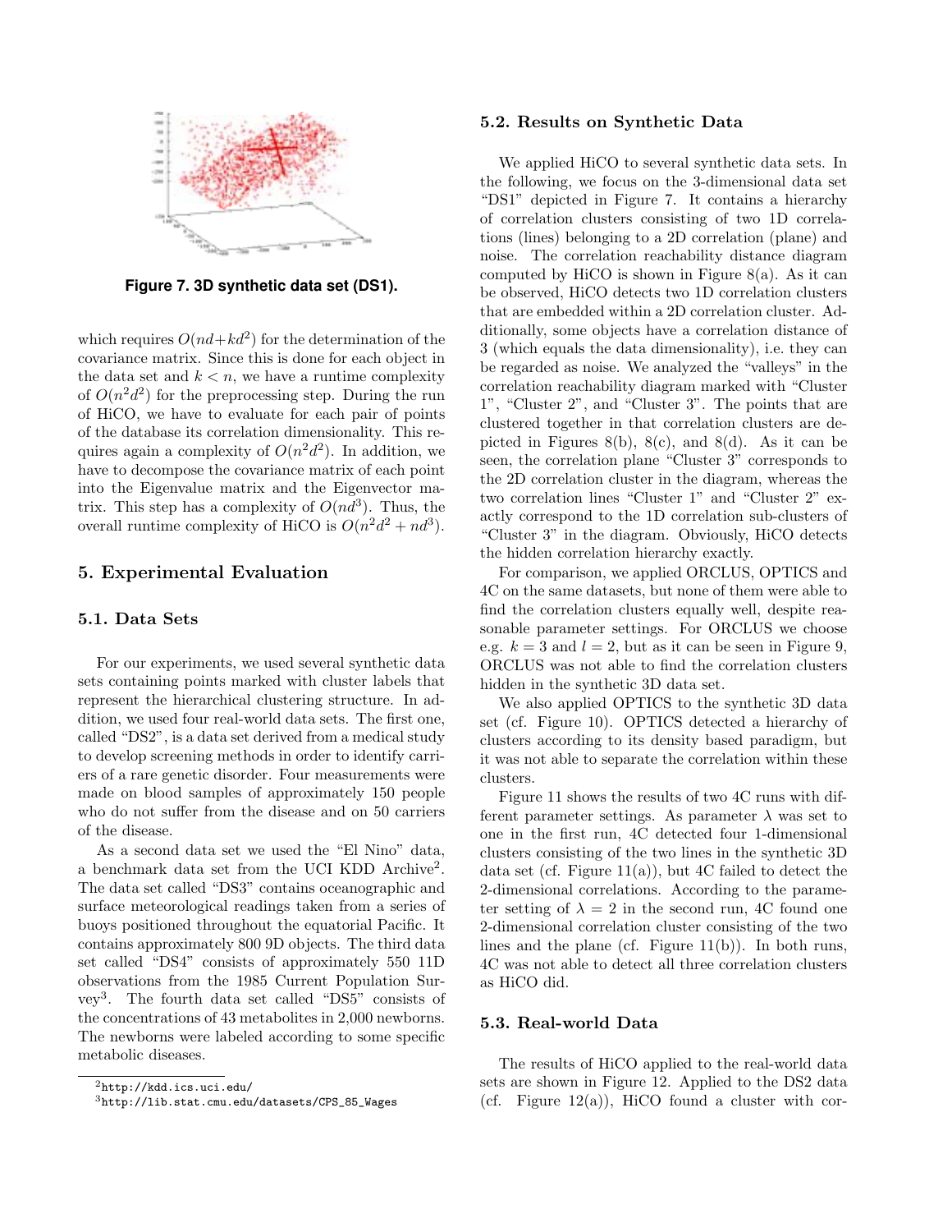Figure 7. 3D synthetic data set (DS1).

which requires $O(nd+kd^2)$ for the determination of the covariance matrix. Since this is done for each object in the data set and $k < n$, we have a runtime complexity of $O(n^2d^2)$ for the preprocessing step. During the run of HiCO, we have to evaluate for each pair of points of the database its correlation dimensionality. This requires again a complexity of $O(n^2d^2)$. In addition, we have to decompose the covariance matrix of each point into the Eigenvalue matrix and the Eigenvector matrix. This step has a complexity of $O(nd^3)$. Thus, the overall runtime complexity of HiCO is $O(n^2d^2 + nd^3)$.

## 5. Experimental Evaluation

### 5.1. Data Sets

For our experiments, we used several synthetic data sets containing points marked with cluster labels that represent the hierarchical clustering structure. In addition, we used four real-world data sets. The first one, called "DS2", is a data set derived from a medical study to develop screening methods in order to identify carriers of a rare genetic disorder. Four measurements were made on blood samples of approximately 150 people who do not suffer from the disease and on 50 carriers of the disease.

As a second data set we used the "El Nino" data, a benchmark data set from the UCI KDD Archive[2]. The data set called "DS3" contains oceanographic and surface meteorological readings taken from a series of buoys positioned throughout the equatorial Pacific. It contains approximately 800 9D objects. The third data set called "DS4" consists of approximately 550 11D observations from the 1985 Current Population Survey[3]. The fourth data set called "DS5" consists of the concentrations of 43 metabolites in 2,000 newborns. The newborns were labeled according to some specific metabolic diseases.

[2] http://kdd.ics.uci.edu/

[3] http://lib.stat.cmu.edu/datasets/CPS_85_Wages

### 5.2. Results on Synthetic Data

We applied HiCO to several synthetic data sets. In the following, we focus on the 3-dimensional data set "DS1" depicted in Figure 7. It contains a hierarchy of correlation clusters consisting of two 1D correlations (lines) belonging to a 2D correlation (plane) and noise. The correlation reachability distance diagram computed by HiCO is shown in Figure 8(a). As it can be observed, HiCO detects two 1D correlation clusters that are embedded within a 2D correlation cluster. Additionally, some objects have a correlation distance of 3 (which equals the data dimensionality), i.e. they can be regarded as noise. We analyzed the "valleys" in the correlation reachability diagram marked with "Cluster 1", "Cluster 2", and "Cluster 3". The points that are clustered together in that correlation clusters are depicted in Figures 8(b), 8(c), and 8(d). As it can be seen, the correlation plane "Cluster 3" corresponds to the 2D correlation cluster in the diagram, whereas the two correlation lines "Cluster 1" and "Cluster 2" exactly correspond to the 1D correlation sub-clusters of "Cluster 3" in the diagram. Obviously, HiCO detects the hidden correlation hierarchy exactly.

For comparison, we applied ORCLUS, OPTICS and 4C on the same datasets, but none of them were able to find the correlation clusters equally well, despite reasonable parameter settings. For ORCLUS we choose e.g. $k = 3$ and $l = 2$, but as it can be seen in Figure 9, ORCLUS was not able to find the correlation clusters hidden in the synthetic 3D data set.

We also applied OPTICS to the synthetic 3D data set (cf. Figure 10). OPTICS detected a hierarchy of clusters according to its density based paradigm, but it was not able to separate the correlation within these clusters.

Figure 11 shows the results of two 4C runs with different parameter settings. As parameter $\lambda$ was set to one in the first run, 4C detected four 1-dimensional clusters consisting of the two lines in the synthetic 3D data set (cf. Figure 11(a)), but 4C failed to detect the 2-dimensional correlations. According to the parameter setting of $\lambda = 2$ in the second run, 4C found one 2-dimensional correlation cluster consisting of the two lines and the plane (cf. Figure 11(b)). In both runs, 4C was not able to detect all three correlation clusters as HiCO did.

### 5.3. Real-world Data

The results of HiCO applied to the real-world data sets are shown in Figure 12. Applied to the DS2 data (cf. Figure 12(a)), HiCO found a cluster with cor-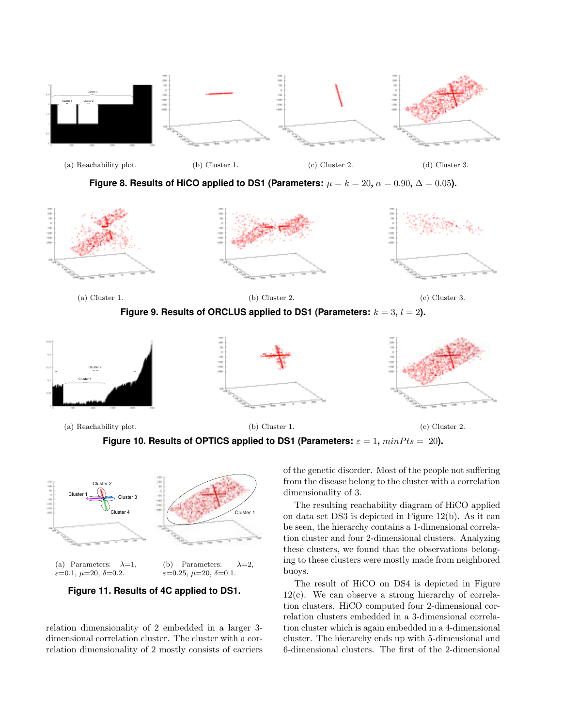(a) Reachability plot. (b) Cluster 1. (c) Cluster 2. (d) Cluster 3.

**Figure 8. Results of HiCO applied to DS1 (Parameters: $\mu = k = 20$, $\alpha = 0.90$, $\Delta = 0.05$).**

(a) Cluster 1. (b) Cluster 2. (c) Cluster 3.

**Figure 9. Results of ORCLUS applied to DS1 (Parameters: $k = 3$, $l = 2$).**

(a) Reachability plot. (b) Cluster 1. (c) Cluster 2.

**Figure 10. Results of OPTICS applied to DS1 (Parameters: $\varepsilon = 1$, $minPts = 20$).**

(a) Parameters: $\lambda$=1, $\varepsilon$=0.1, $\mu$=20, $\delta$=0.2.

(b) Parameters: $\lambda$=2, $\varepsilon$=0.25, $\mu$=20, $\delta$=0.1.

**Figure 11. Results of 4C applied to DS1.**

relation dimensionality of 2 embedded in a larger 3-dimensional correlation cluster. The cluster with a correlation dimensionality of 2 mostly consists of carriers of the genetic disorder. Most of the people not suffering from the disease belong to the cluster with a correlation dimensionality of 3.

The resulting reachability diagram of HiCO applied on data set DS3 is depicted in Figure 12(b). As it can be seen, the hierarchy contains a 1-dimensional correlation cluster and four 2-dimensional clusters. Analyzing these clusters, we found that the observations belonging to these clusters were mostly made from neighbored buoys.

The result of HiCO on DS4 is depicted in Figure 12(c). We can observe a strong hierarchy of correlation clusters. HiCO computed four 2-dimensional correlation clusters embedded in a 3-dimensional correlation cluster which is again embedded in a 4-dimensional cluster. The hierarchy ends up with 5-dimensional and 6-dimensional clusters. The first of the 2-dimensional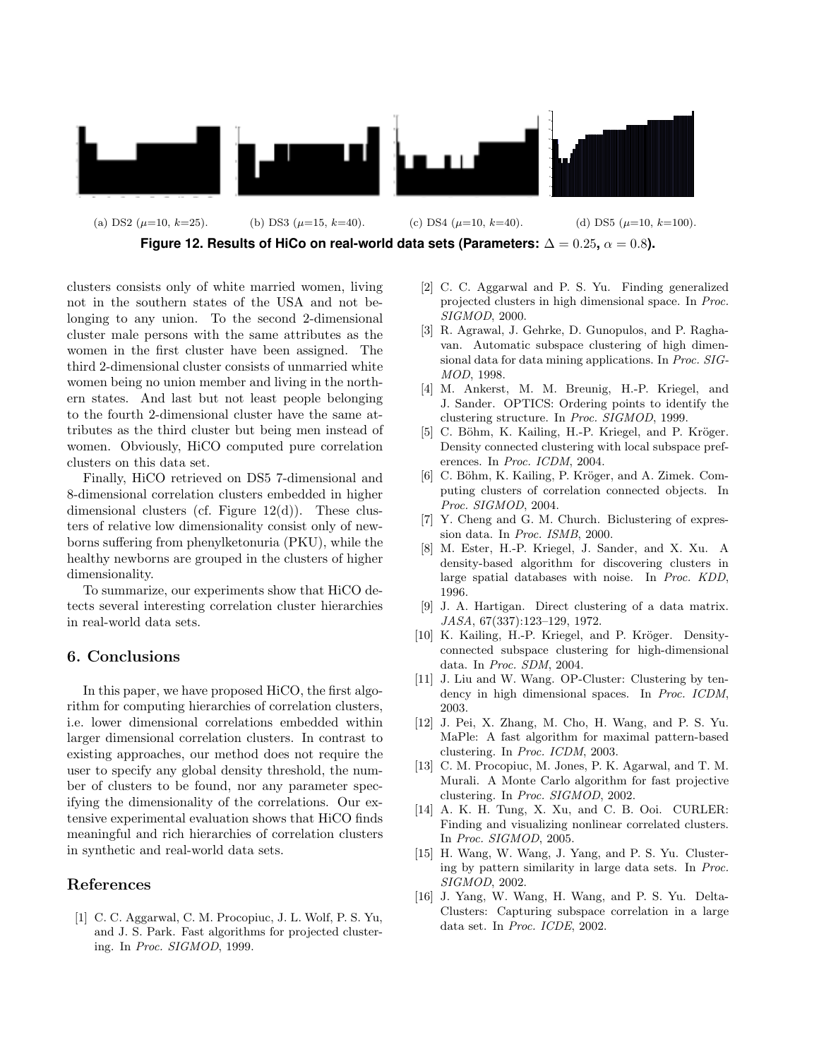(a) DS2 ($\mu$=10, $k$=25). (b) DS3 ($\mu$=15, $k$=40). (c) DS4 ($\mu$=10, $k$=40). (d) DS5 ($\mu$=10, $k$=100).

**Figure 12. Results of HiCo on real-world data sets (Parameters: $\Delta = 0.25$, $\alpha = 0.8$).**

clusters consists only of white married women, living not in the southern states of the USA and not belonging to any union. To the second 2-dimensional cluster male persons with the same attributes as the women in the first cluster have been assigned. The third 2-dimensional cluster consists of unmarried white women being no union member and living in the northern states. And last but not least people belonging to the fourth 2-dimensional cluster have the same attributes as the third cluster but being men instead of women. Obviously, HiCO computed pure correlation clusters on this data set.

Finally, HiCO retrieved on DS5 7-dimensional and 8-dimensional correlation clusters embedded in higher dimensional clusters (cf. Figure 12(d)). These clusters of relative low dimensionality consist only of newborns suffering from phenylketonuria (PKU), while the healthy newborns are grouped in the clusters of higher dimensionality.

To summarize, our experiments show that HiCO detects several interesting correlation cluster hierarchies in real-world data sets.

## 6. Conclusions

In this paper, we have proposed HiCO, the first algorithm for computing hierarchies of correlation clusters, i.e. lower dimensional correlations embedded within larger dimensional correlation clusters. In contrast to existing approaches, our method does not require the user to specify any global density threshold, the number of clusters to be found, nor any parameter specifying the dimensionality of the correlations. Our extensive experimental evaluation shows that HiCO finds meaningful and rich hierarchies of correlation clusters in synthetic and real-world data sets.

## References

[1] C. C. Aggarwal, C. M. Procopiuc, J. L. Wolf, P. S. Yu, and J. S. Park. Fast algorithms for projected clustering. In *Proc. SIGMOD*, 1999.

[2] C. C. Aggarwal and P. S. Yu. Finding generalized projected clusters in high dimensional space. In *Proc. SIGMOD*, 2000.

[3] R. Agrawal, J. Gehrke, D. Gunopulos, and P. Raghavan. Automatic subspace clustering of high dimensional data for data mining applications. In *Proc. SIGMOD*, 1998.

[4] M. Ankerst, M. M. Breunig, H.-P. Kriegel, and J. Sander. OPTICS: Ordering points to identify the clustering structure. In *Proc. SIGMOD*, 1999.

[5] C. Böhm, K. Kailing, H.-P. Kriegel, and P. Kröger. Density connected clustering with local subspace preferences. In *Proc. ICDM*, 2004.

[6] C. Böhm, K. Kailing, P. Kröger, and A. Zimek. Computing clusters of correlation connected objects. In *Proc. SIGMOD*, 2004.

[7] Y. Cheng and G. M. Church. Biclustering of expression data. In *Proc. ISMB*, 2000.

[8] M. Ester, H.-P. Kriegel, J. Sander, and X. Xu. A density-based algorithm for discovering clusters in large spatial databases with noise. In *Proc. KDD*, 1996.

[9] J. A. Hartigan. Direct clustering of a data matrix. *JASA*, 67(337):123–129, 1972.

[10] K. Kailing, H.-P. Kriegel, and P. Kröger. Density-connected subspace clustering for high-dimensional data. In *Proc. SDM*, 2004.

[11] J. Liu and W. Wang. OP-Cluster: Clustering by tendency in high dimensional spaces. In *Proc. ICDM*, 2003.

[12] J. Pei, X. Zhang, M. Cho, H. Wang, and P. S. Yu. MaPle: A fast algorithm for maximal pattern-based clustering. In *Proc. ICDM*, 2003.

[13] C. M. Procopiuc, M. Jones, P. K. Agarwal, and T. M. Murali. A Monte Carlo algorithm for fast projective clustering. In *Proc. SIGMOD*, 2002.

[14] A. K. H. Tung, X. Xu, and C. B. Ooi. CURLER: Finding and visualizing nonlinear correlated clusters. In *Proc. SIGMOD*, 2005.

[15] H. Wang, W. Wang, J. Yang, and P. S. Yu. Clustering by pattern similarity in large data sets. In *Proc. SIGMOD*, 2002.

[16] J. Yang, W. Wang, H. Wang, and P. S. Yu. Delta-Clusters: Capturing subspace correlation in a large data set. In *Proc. ICDE*, 2002.